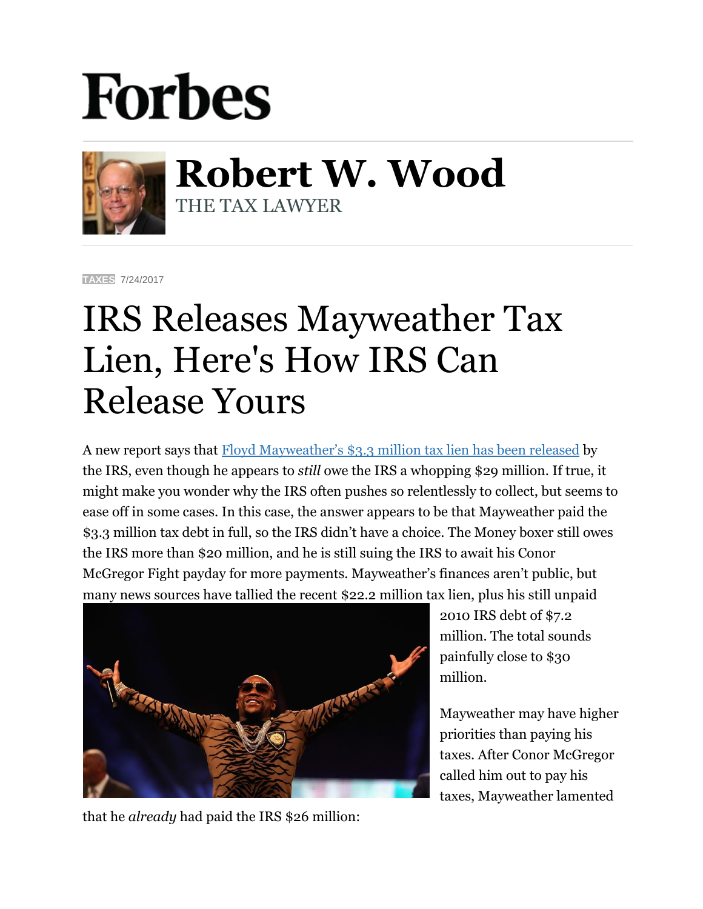# Forbes

## Robert W. Wood

THE TAX LAWYER

TAXES 7/24/2017

# IRS Releases Mayweather Tax Lien, Here's How IRS Can Release Yours

A new report says that [Floyd Mayweather's $3.3 million tax lien has been released] by the IRS, even though he appears to *still* owe the IRS a whopping $29 million. If true, it might make you wonder why the IRS often pushes so relentlessly to collect, but seems to ease off in some cases. In this case, the answer appears to be that Mayweather paid the $3.3 million tax debt in full, so the IRS didn't have a choice. The Money boxer still owes the IRS more than $20 million, and he is still suing the IRS to await his Conor McGregor Fight payday for more payments. Mayweather's finances aren't public, but many news sources have tallied the recent $22.2 million tax lien, plus his still unpaid 2010 IRS debt of $7.2 million. The total sounds painfully close to $30 million.

Mayweather may have higher priorities than paying his taxes. After Conor McGregor called him out to pay his taxes, Mayweather lamented that he *already* had paid the IRS $26 million: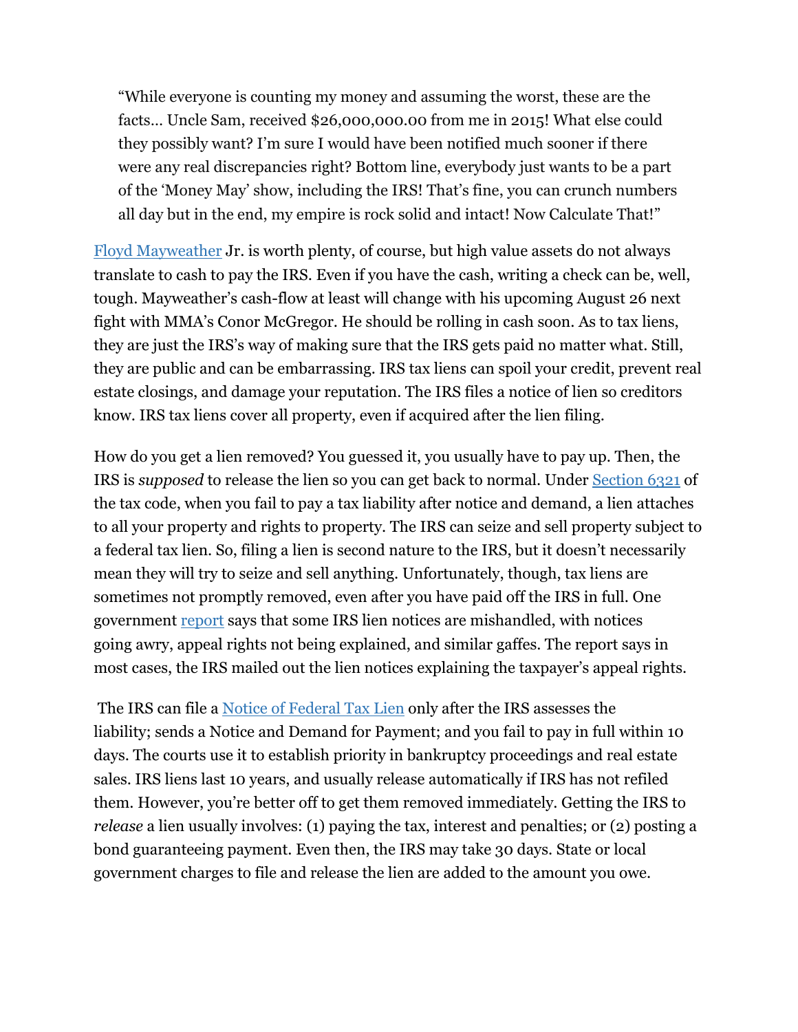> "While everyone is counting my money and assuming the worst, these are the facts… Uncle Sam, received $26,000,000.00 from me in 2015! What else could they possibly want? I'm sure I would have been notified much sooner if there were any real discrepancies right? Bottom line, everybody just wants to be a part of the 'Money May' show, including the IRS! That's fine, you can crunch numbers all day but in the end, my empire is rock solid and intact! Now Calculate That!"

[Floyd Mayweather](#) Jr. is worth plenty, of course, but high value assets do not always translate to cash to pay the IRS. Even if you have the cash, writing a check can be, well, tough. Mayweather's cash-flow at least will change with his upcoming August 26 next fight with MMA's Conor McGregor. He should be rolling in cash soon. As to tax liens, they are just the IRS's way of making sure that the IRS gets paid no matter what. Still, they are public and can be embarrassing. IRS tax liens can spoil your credit, prevent real estate closings, and damage your reputation. The IRS files a notice of lien so creditors know. IRS tax liens cover all property, even if acquired after the lien filing.

How do you get a lien removed? You guessed it, you usually have to pay up. Then, the IRS is *supposed* to release the lien so you can get back to normal. Under [Section 6321](#) of the tax code, when you fail to pay a tax liability after notice and demand, a lien attaches to all your property and rights to property. The IRS can seize and sell property subject to a federal tax lien. So, filing a lien is second nature to the IRS, but it doesn't necessarily mean they will try to seize and sell anything. Unfortunately, though, tax liens are sometimes not promptly removed, even after you have paid off the IRS in full. One government [report](#) says that some IRS lien notices are mishandled, with notices going awry, appeal rights not being explained, and similar gaffes. The report says in most cases, the IRS mailed out the lien notices explaining the taxpayer's appeal rights.

The IRS can file a [Notice of Federal Tax Lien](#) only after the IRS assesses the liability; sends a Notice and Demand for Payment; and you fail to pay in full within 10 days. The courts use it to establish priority in bankruptcy proceedings and real estate sales. IRS liens last 10 years, and usually release automatically if IRS has not refiled them. However, you're better off to get them removed immediately. Getting the IRS to *release* a lien usually involves: (1) paying the tax, interest and penalties; or (2) posting a bond guaranteeing payment. Even then, the IRS may take 30 days. State or local government charges to file and release the lien are added to the amount you owe.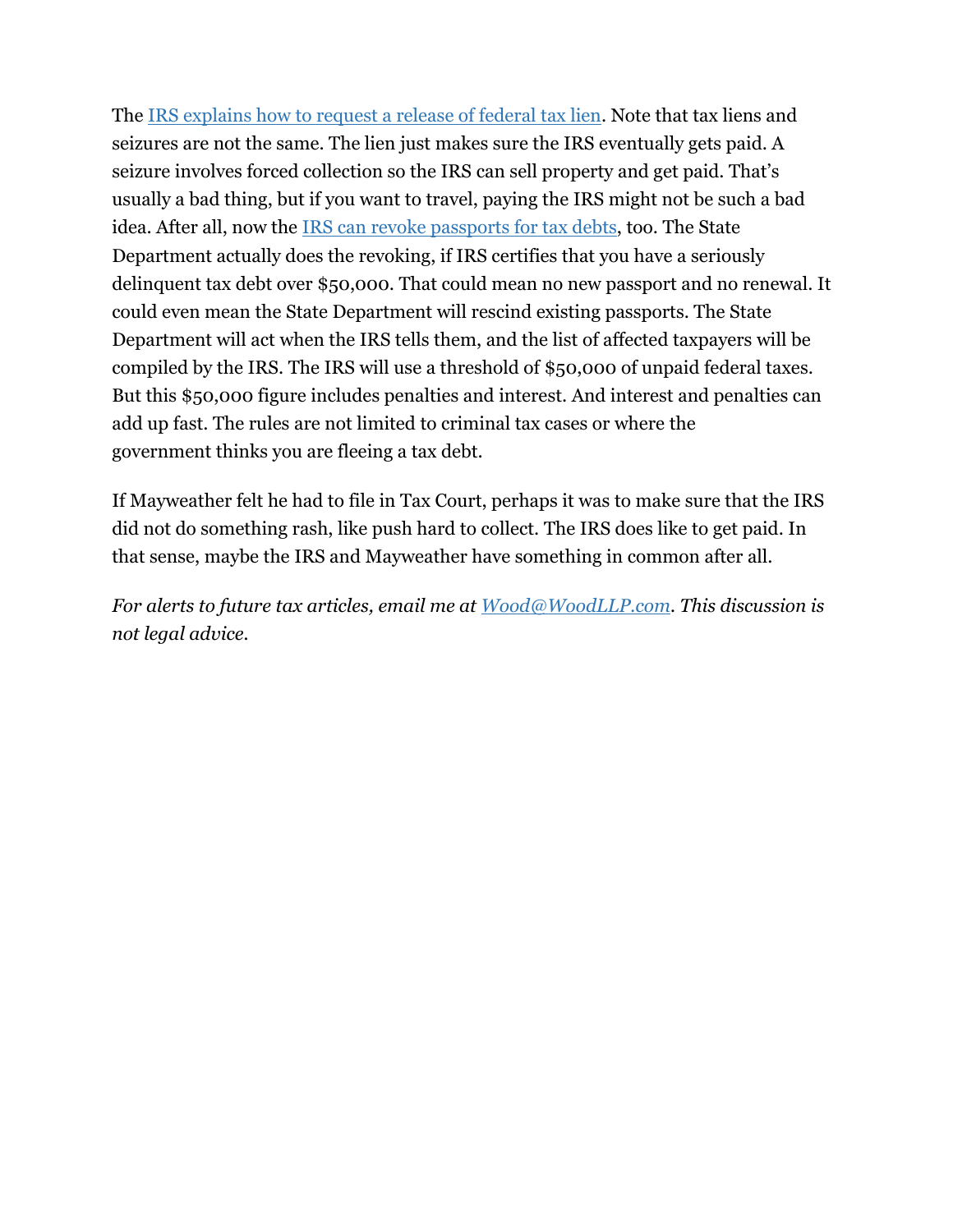The [IRS explains how to request a release of federal tax lien](). Note that tax liens and seizures are not the same. The lien just makes sure the IRS eventually gets paid. A seizure involves forced collection so the IRS can sell property and get paid. That's usually a bad thing, but if you want to travel, paying the IRS might not be such a bad idea. After all, now the [IRS can revoke passports for tax debts](), too. The State Department actually does the revoking, if IRS certifies that you have a seriously delinquent tax debt over $50,000. That could mean no new passport and no renewal. It could even mean the State Department will rescind existing passports. The State Department will act when the IRS tells them, and the list of affected taxpayers will be compiled by the IRS. The IRS will use a threshold of $50,000 of unpaid federal taxes. But this $50,000 figure includes penalties and interest. And interest and penalties can add up fast. The rules are not limited to criminal tax cases or where the government thinks you are fleeing a tax debt.

If Mayweather felt he had to file in Tax Court, perhaps it was to make sure that the IRS did not do something rash, like push hard to collect. The IRS does like to get paid. In that sense, maybe the IRS and Mayweather have something in common after all.

*For alerts to future tax articles, email me at [Wood@WoodLLP.com](mailto:Wood@WoodLLP.com). This discussion is not legal advice.*